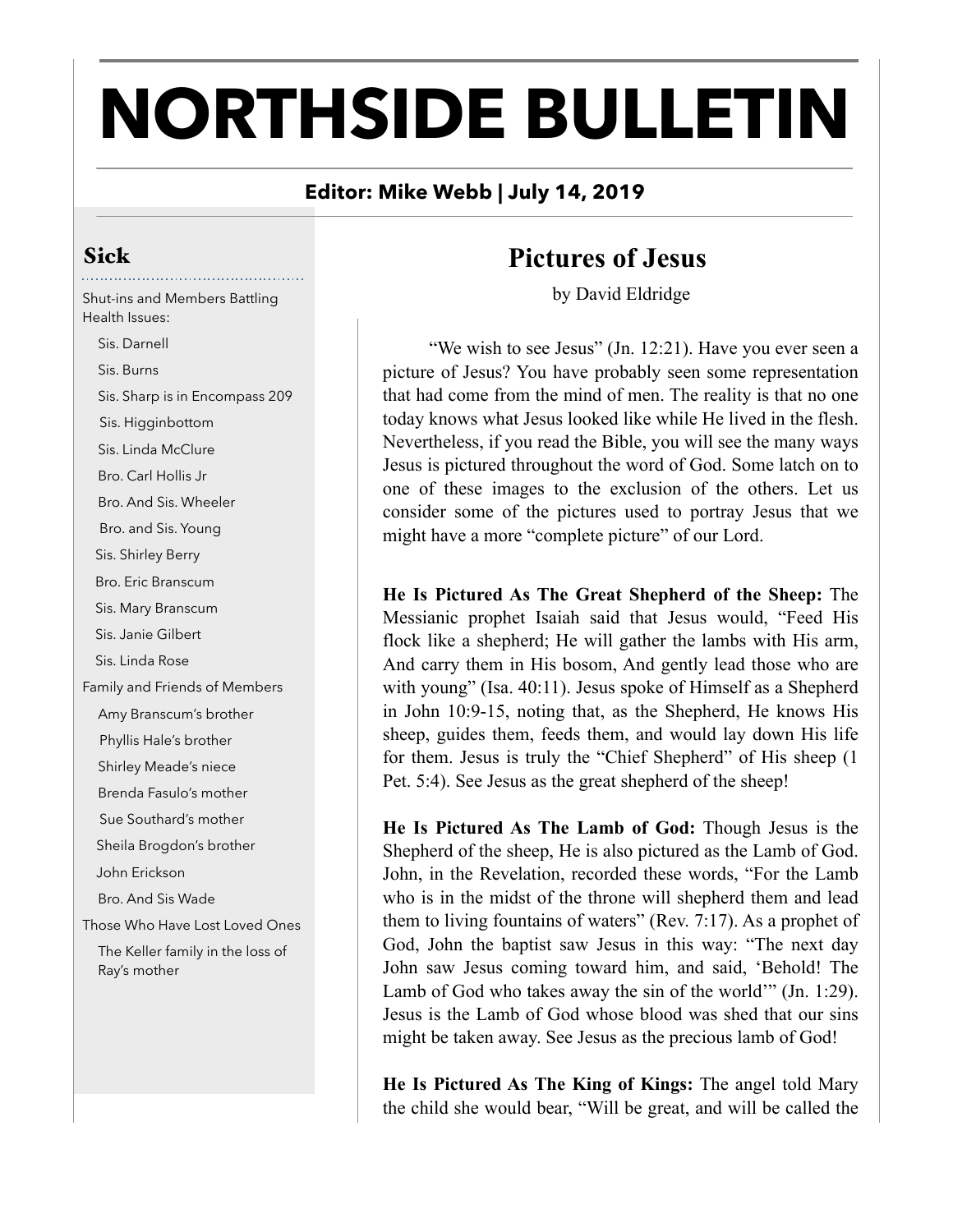# NORTHSIDE BULLETIN

**Editor: Mike Webb | July 14, 2019**

## Sick

Shut-ins and Members Battling Health Issues:

- Sis. Darnell
- Sis. Burns
- Sis. Sharp is in Encompass 209
- Sis. Higginbottom
- Sis. Linda McClure
- Bro. Carl Hollis Jr
- Bro. And Sis. Wheeler
- Bro. and Sis. Young
- Sis. Shirley Berry
- Bro. Eric Branscum
- Sis. Mary Branscum
- Sis. Janie Gilbert
- Sis. Linda Rose

Family and Friends of Members

- Amy Branscum's brother
- Phyllis Hale's brother
- Shirley Meade's niece
- Brenda Fasulo's mother
- Sue Southard's mother
- Sheila Brogdon's brother
- John Erickson
- Bro. And Sis Wade

Those Who Have Lost Loved Ones

- The Keller family in the loss of Ray's mother

## Pictures of Jesus

by David Eldridge

"We wish to see Jesus" (Jn. 12:21). Have you ever seen a picture of Jesus? You have probably seen some representation that had come from the mind of men. The reality is that no one today knows what Jesus looked like while He lived in the flesh. Nevertheless, if you read the Bible, you will see the many ways Jesus is pictured throughout the word of God. Some latch on to one of these images to the exclusion of the others. Let us consider some of the pictures used to portray Jesus that we might have a more "complete picture" of our Lord.

**He Is Pictured As The Great Shepherd of the Sheep:** The Messianic prophet Isaiah said that Jesus would, "Feed His flock like a shepherd; He will gather the lambs with His arm, And carry them in His bosom, And gently lead those who are with young" (Isa. 40:11). Jesus spoke of Himself as a Shepherd in John 10:9-15, noting that, as the Shepherd, He knows His sheep, guides them, feeds them, and would lay down His life for them. Jesus is truly the "Chief Shepherd" of His sheep (1 Pet. 5:4). See Jesus as the great shepherd of the sheep!

**He Is Pictured As The Lamb of God:** Though Jesus is the Shepherd of the sheep, He is also pictured as the Lamb of God. John, in the Revelation, recorded these words, "For the Lamb who is in the midst of the throne will shepherd them and lead them to living fountains of waters" (Rev. 7:17). As a prophet of God, John the baptist saw Jesus in this way: "The next day John saw Jesus coming toward him, and said, 'Behold! The Lamb of God who takes away the sin of the world'" (Jn. 1:29). Jesus is the Lamb of God whose blood was shed that our sins might be taken away. See Jesus as the precious lamb of God!

**He Is Pictured As The King of Kings:** The angel told Mary the child she would bear, "Will be great, and will be called the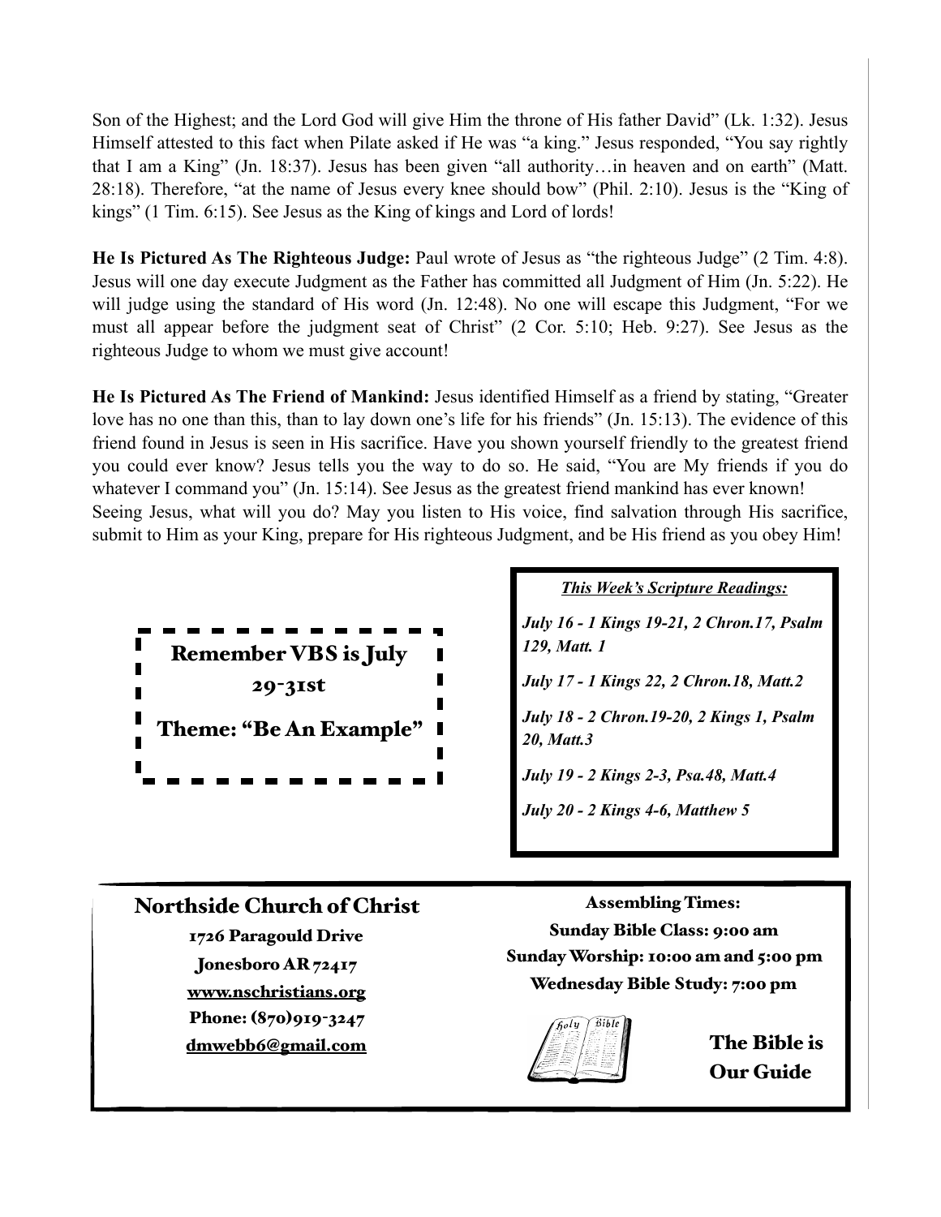Son of the Highest; and the Lord God will give Him the throne of His father David" (Lk. 1:32). Jesus Himself attested to this fact when Pilate asked if He was "a king." Jesus responded, "You say rightly that I am a King" (Jn. 18:37). Jesus has been given "all authority…in heaven and on earth" (Matt. 28:18). Therefore, "at the name of Jesus every knee should bow" (Phil. 2:10). Jesus is the "King of kings" (1 Tim. 6:15). See Jesus as the King of kings and Lord of lords!

**He Is Pictured As The Righteous Judge:** Paul wrote of Jesus as "the righteous Judge" (2 Tim. 4:8). Jesus will one day execute Judgment as the Father has committed all Judgment of Him (Jn. 5:22). He will judge using the standard of His word (Jn. 12:48). No one will escape this Judgment, "For we must all appear before the judgment seat of Christ" (2 Cor. 5:10; Heb. 9:27). See Jesus as the righteous Judge to whom we must give account!

**He Is Pictured As The Friend of Mankind:** Jesus identified Himself as a friend by stating, "Greater love has no one than this, than to lay down one's life for his friends" (Jn. 15:13). The evidence of this friend found in Jesus is seen in His sacrifice. Have you shown yourself friendly to the greatest friend you could ever know? Jesus tells you the way to do so. He said, "You are My friends if you do whatever I command you" (Jn. 15:14). See Jesus as the greatest friend mankind has ever known!

Seeing Jesus, what will you do? May you listen to His voice, find salvation through His sacrifice, submit to Him as your King, prepare for His righteous Judgment, and be His friend as you obey Him!

Remember VBS is July 29-31st

Theme: "Be An Example"

***This Week's Scripture Readings:***

*July 16 - 1 Kings 19-21, 2 Chron.17, Psalm 129, Matt. 1*

*July 17 - 1 Kings 22, 2 Chron.18, Matt.2*

*July 18 - 2 Chron.19-20, 2 Kings 1, Psalm 20, Matt.3*

*July 19 - 2 Kings 2-3, Psa.48, Matt.4*

*July 20 - 2 Kings 4-6, Matthew 5*

**Northside Church of Christ**

1726 Paragould Drive

Jonesboro AR 72417

www.nschristians.org

Phone: (870)919-3247

dmwebb6@gmail.com

**Assembling Times:**

Sunday Bible Class: 9:00 am

Sunday Worship: 10:00 am and 5:00 pm

Wednesday Bible Study: 7:00 pm

The Bible is Our Guide